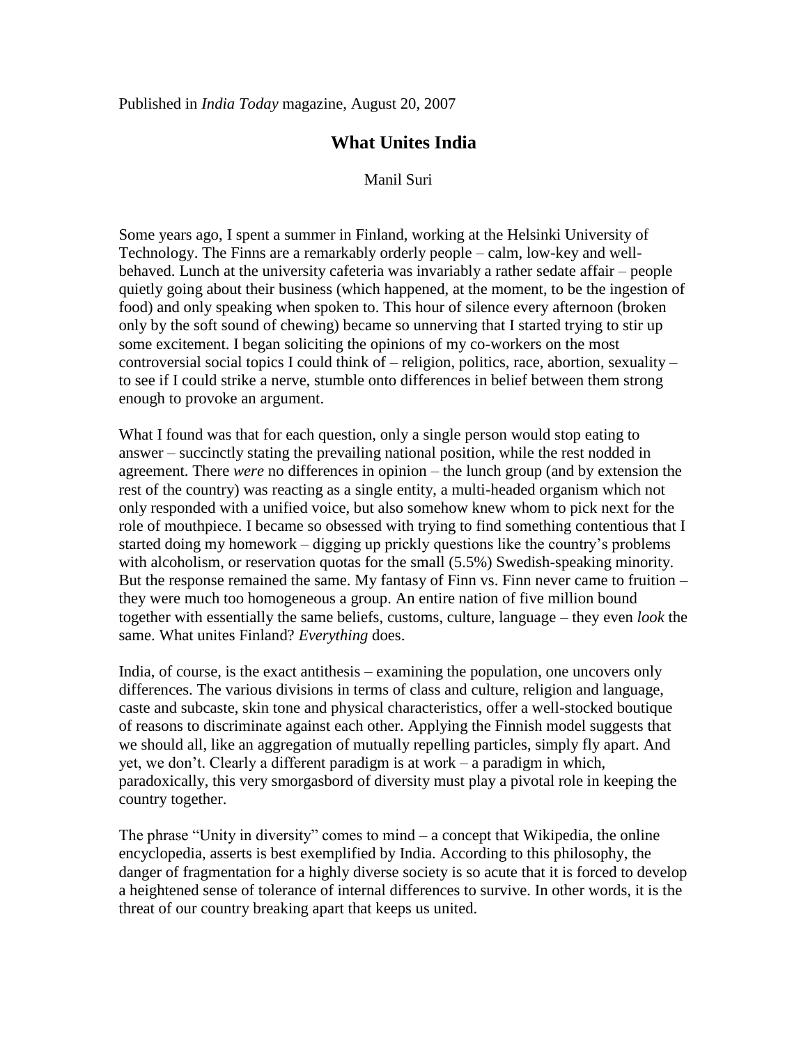Published in *India Today* magazine, August 20, 2007

# What Unites India

Manil Suri

Some years ago, I spent a summer in Finland, working at the Helsinki University of Technology. The Finns are a remarkably orderly people – calm, low-key and well-behaved. Lunch at the university cafeteria was invariably a rather sedate affair – people quietly going about their business (which happened, at the moment, to be the ingestion of food) and only speaking when spoken to. This hour of silence every afternoon (broken only by the soft sound of chewing) became so unnerving that I started trying to stir up some excitement. I began soliciting the opinions of my co-workers on the most controversial social topics I could think of – religion, politics, race, abortion, sexuality – to see if I could strike a nerve, stumble onto differences in belief between them strong enough to provoke an argument.

What I found was that for each question, only a single person would stop eating to answer – succinctly stating the prevailing national position, while the rest nodded in agreement. There *were* no differences in opinion – the lunch group (and by extension the rest of the country) was reacting as a single entity, a multi-headed organism which not only responded with a unified voice, but also somehow knew whom to pick next for the role of mouthpiece. I became so obsessed with trying to find something contentious that I started doing my homework – digging up prickly questions like the country's problems with alcoholism, or reservation quotas for the small (5.5%) Swedish-speaking minority. But the response remained the same. My fantasy of Finn vs. Finn never came to fruition – they were much too homogeneous a group. An entire nation of five million bound together with essentially the same beliefs, customs, culture, language – they even *look* the same. What unites Finland? *Everything* does.

India, of course, is the exact antithesis – examining the population, one uncovers only differences. The various divisions in terms of class and culture, religion and language, caste and subcaste, skin tone and physical characteristics, offer a well-stocked boutique of reasons to discriminate against each other. Applying the Finnish model suggests that we should all, like an aggregation of mutually repelling particles, simply fly apart. And yet, we don't. Clearly a different paradigm is at work – a paradigm in which, paradoxically, this very smorgasbord of diversity must play a pivotal role in keeping the country together.

The phrase "Unity in diversity" comes to mind – a concept that Wikipedia, the online encyclopedia, asserts is best exemplified by India. According to this philosophy, the danger of fragmentation for a highly diverse society is so acute that it is forced to develop a heightened sense of tolerance of internal differences to survive. In other words, it is the threat of our country breaking apart that keeps us united.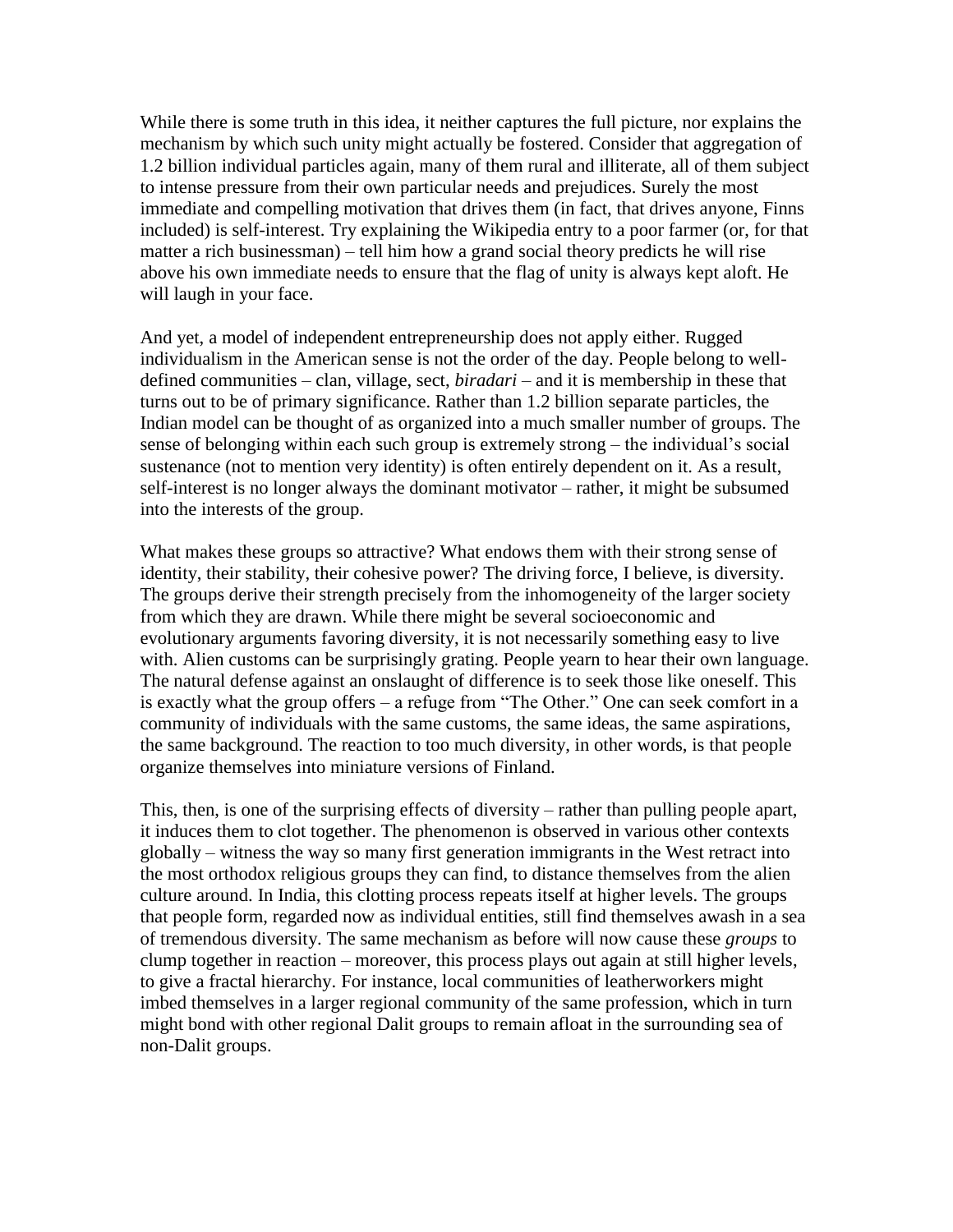While there is some truth in this idea, it neither captures the full picture, nor explains the mechanism by which such unity might actually be fostered. Consider that aggregation of 1.2 billion individual particles again, many of them rural and illiterate, all of them subject to intense pressure from their own particular needs and prejudices. Surely the most immediate and compelling motivation that drives them (in fact, that drives anyone, Finns included) is self-interest. Try explaining the Wikipedia entry to a poor farmer (or, for that matter a rich businessman) – tell him how a grand social theory predicts he will rise above his own immediate needs to ensure that the flag of unity is always kept aloft. He will laugh in your face.

And yet, a model of independent entrepreneurship does not apply either. Rugged individualism in the American sense is not the order of the day. People belong to well-defined communities – clan, village, sect, *biradari* – and it is membership in these that turns out to be of primary significance. Rather than 1.2 billion separate particles, the Indian model can be thought of as organized into a much smaller number of groups. The sense of belonging within each such group is extremely strong – the individual's social sustenance (not to mention very identity) is often entirely dependent on it. As a result, self-interest is no longer always the dominant motivator – rather, it might be subsumed into the interests of the group.

What makes these groups so attractive? What endows them with their strong sense of identity, their stability, their cohesive power? The driving force, I believe, is diversity. The groups derive their strength precisely from the inhomogeneity of the larger society from which they are drawn. While there might be several socioeconomic and evolutionary arguments favoring diversity, it is not necessarily something easy to live with. Alien customs can be surprisingly grating. People yearn to hear their own language. The natural defense against an onslaught of difference is to seek those like oneself. This is exactly what the group offers – a refuge from "The Other." One can seek comfort in a community of individuals with the same customs, the same ideas, the same aspirations, the same background. The reaction to too much diversity, in other words, is that people organize themselves into miniature versions of Finland.

This, then, is one of the surprising effects of diversity – rather than pulling people apart, it induces them to clot together. The phenomenon is observed in various other contexts globally – witness the way so many first generation immigrants in the West retract into the most orthodox religious groups they can find, to distance themselves from the alien culture around. In India, this clotting process repeats itself at higher levels. The groups that people form, regarded now as individual entities, still find themselves awash in a sea of tremendous diversity. The same mechanism as before will now cause these *groups* to clump together in reaction – moreover, this process plays out again at still higher levels, to give a fractal hierarchy. For instance, local communities of leatherworkers might imbed themselves in a larger regional community of the same profession, which in turn might bond with other regional Dalit groups to remain afloat in the surrounding sea of non-Dalit groups.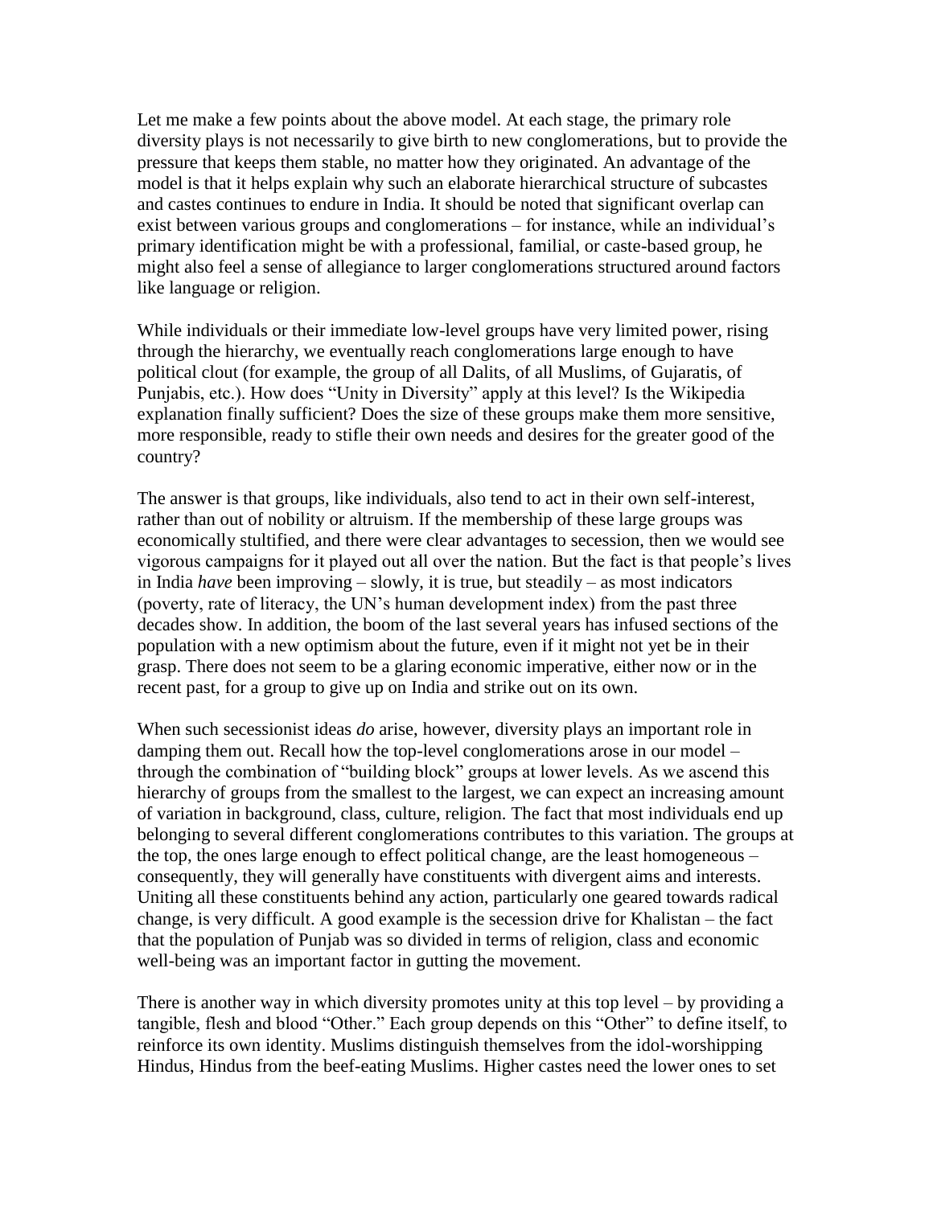Let me make a few points about the above model. At each stage, the primary role diversity plays is not necessarily to give birth to new conglomerations, but to provide the pressure that keeps them stable, no matter how they originated. An advantage of the model is that it helps explain why such an elaborate hierarchical structure of subcastes and castes continues to endure in India. It should be noted that significant overlap can exist between various groups and conglomerations – for instance, while an individual's primary identification might be with a professional, familial, or caste-based group, he might also feel a sense of allegiance to larger conglomerations structured around factors like language or religion.

While individuals or their immediate low-level groups have very limited power, rising through the hierarchy, we eventually reach conglomerations large enough to have political clout (for example, the group of all Dalits, of all Muslims, of Gujaratis, of Punjabis, etc.). How does "Unity in Diversity" apply at this level? Is the Wikipedia explanation finally sufficient? Does the size of these groups make them more sensitive, more responsible, ready to stifle their own needs and desires for the greater good of the country?

The answer is that groups, like individuals, also tend to act in their own self-interest, rather than out of nobility or altruism. If the membership of these large groups was economically stultified, and there were clear advantages to secession, then we would see vigorous campaigns for it played out all over the nation. But the fact is that people's lives in India *have* been improving – slowly, it is true, but steadily – as most indicators (poverty, rate of literacy, the UN's human development index) from the past three decades show. In addition, the boom of the last several years has infused sections of the population with a new optimism about the future, even if it might not yet be in their grasp. There does not seem to be a glaring economic imperative, either now or in the recent past, for a group to give up on India and strike out on its own.

When such secessionist ideas *do* arise, however, diversity plays an important role in damping them out. Recall how the top-level conglomerations arose in our model – through the combination of "building block" groups at lower levels. As we ascend this hierarchy of groups from the smallest to the largest, we can expect an increasing amount of variation in background, class, culture, religion. The fact that most individuals end up belonging to several different conglomerations contributes to this variation. The groups at the top, the ones large enough to effect political change, are the least homogeneous – consequently, they will generally have constituents with divergent aims and interests. Uniting all these constituents behind any action, particularly one geared towards radical change, is very difficult. A good example is the secession drive for Khalistan – the fact that the population of Punjab was so divided in terms of religion, class and economic well-being was an important factor in gutting the movement.

There is another way in which diversity promotes unity at this top level – by providing a tangible, flesh and blood "Other." Each group depends on this "Other" to define itself, to reinforce its own identity. Muslims distinguish themselves from the idol-worshipping Hindus, Hindus from the beef-eating Muslims. Higher castes need the lower ones to set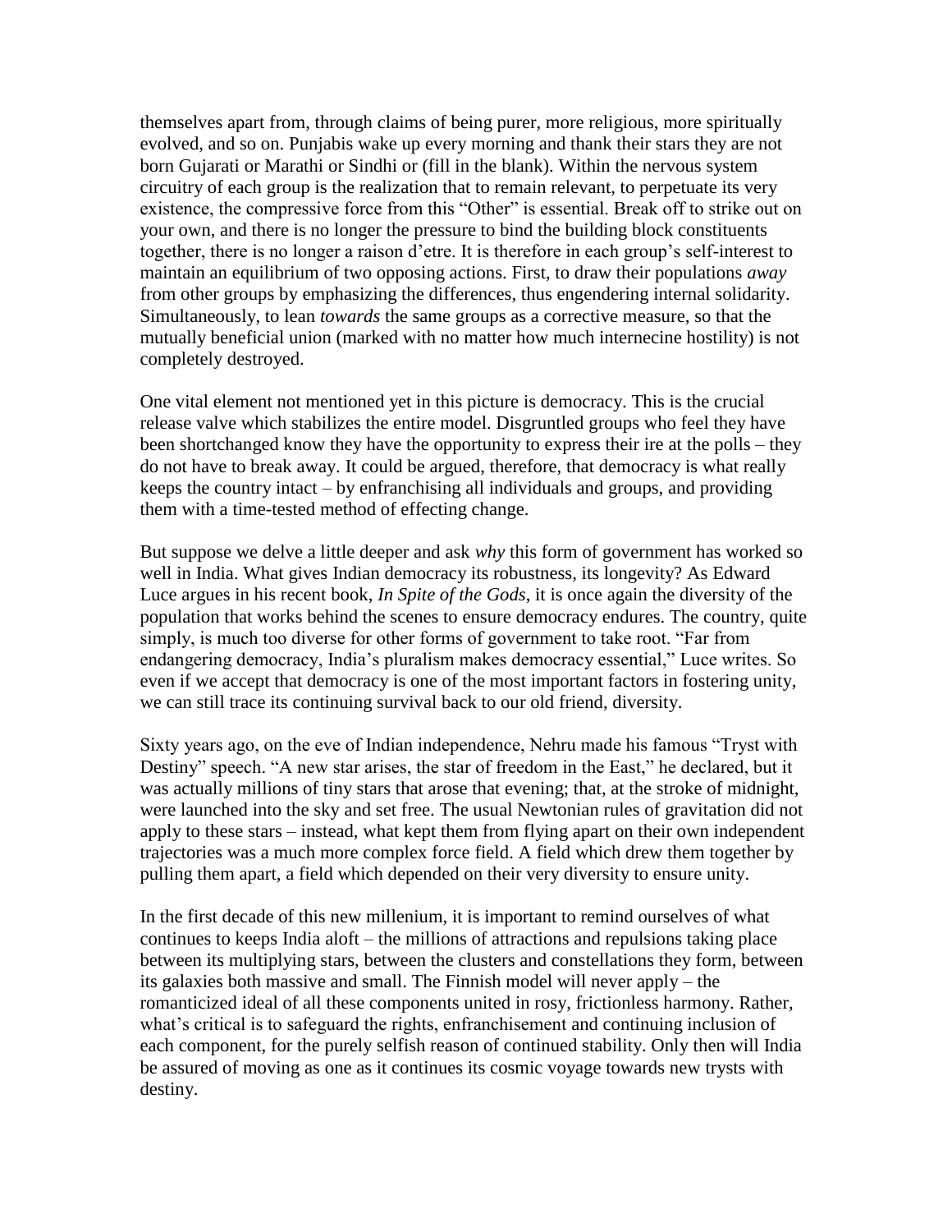themselves apart from, through claims of being purer, more religious, more spiritually evolved, and so on. Punjabis wake up every morning and thank their stars they are not born Gujarati or Marathi or Sindhi or (fill in the blank). Within the nervous system circuitry of each group is the realization that to remain relevant, to perpetuate its very existence, the compressive force from this "Other" is essential. Break off to strike out on your own, and there is no longer the pressure to bind the building block constituents together, there is no longer a raison d'etre. It is therefore in each group's self-interest to maintain an equilibrium of two opposing actions. First, to draw their populations *away* from other groups by emphasizing the differences, thus engendering internal solidarity. Simultaneously, to lean *towards* the same groups as a corrective measure, so that the mutually beneficial union (marked with no matter how much internecine hostility) is not completely destroyed.

One vital element not mentioned yet in this picture is democracy. This is the crucial release valve which stabilizes the entire model. Disgruntled groups who feel they have been shortchanged know they have the opportunity to express their ire at the polls – they do not have to break away. It could be argued, therefore, that democracy is what really keeps the country intact – by enfranchising all individuals and groups, and providing them with a time-tested method of effecting change.

But suppose we delve a little deeper and ask *why* this form of government has worked so well in India. What gives Indian democracy its robustness, its longevity? As Edward Luce argues in his recent book, *In Spite of the Gods*, it is once again the diversity of the population that works behind the scenes to ensure democracy endures. The country, quite simply, is much too diverse for other forms of government to take root. "Far from endangering democracy, India's pluralism makes democracy essential," Luce writes. So even if we accept that democracy is one of the most important factors in fostering unity, we can still trace its continuing survival back to our old friend, diversity.

Sixty years ago, on the eve of Indian independence, Nehru made his famous "Tryst with Destiny" speech. "A new star arises, the star of freedom in the East," he declared, but it was actually millions of tiny stars that arose that evening; that, at the stroke of midnight, were launched into the sky and set free. The usual Newtonian rules of gravitation did not apply to these stars – instead, what kept them from flying apart on their own independent trajectories was a much more complex force field. A field which drew them together by pulling them apart, a field which depended on their very diversity to ensure unity.

In the first decade of this new millenium, it is important to remind ourselves of what continues to keeps India aloft – the millions of attractions and repulsions taking place between its multiplying stars, between the clusters and constellations they form, between its galaxies both massive and small. The Finnish model will never apply – the romanticized ideal of all these components united in rosy, frictionless harmony. Rather, what's critical is to safeguard the rights, enfranchisement and continuing inclusion of each component, for the purely selfish reason of continued stability. Only then will India be assured of moving as one as it continues its cosmic voyage towards new trysts with destiny.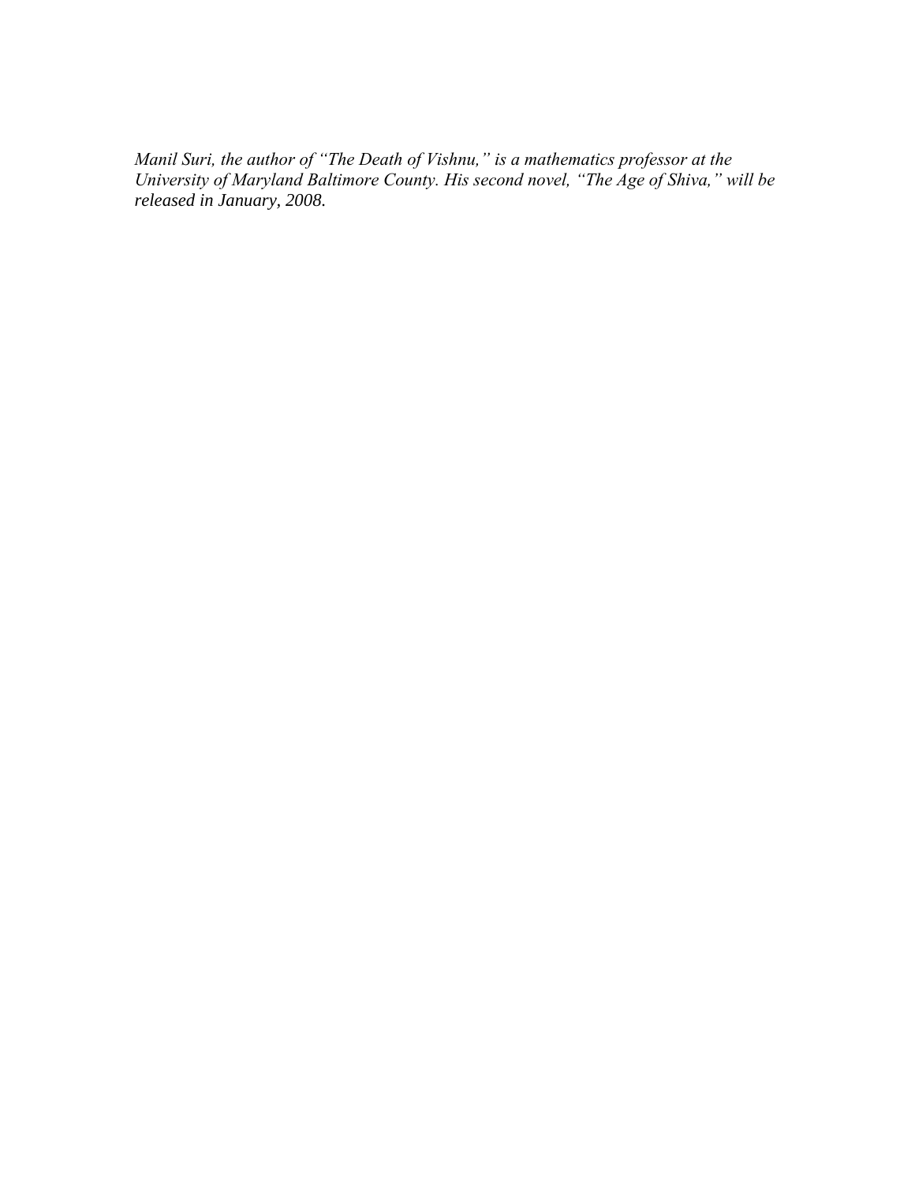*Manil Suri, the author of "The Death of Vishnu," is a mathematics professor at the University of Maryland Baltimore County. His second novel, "The Age of Shiva," will be released in January, 2008.*